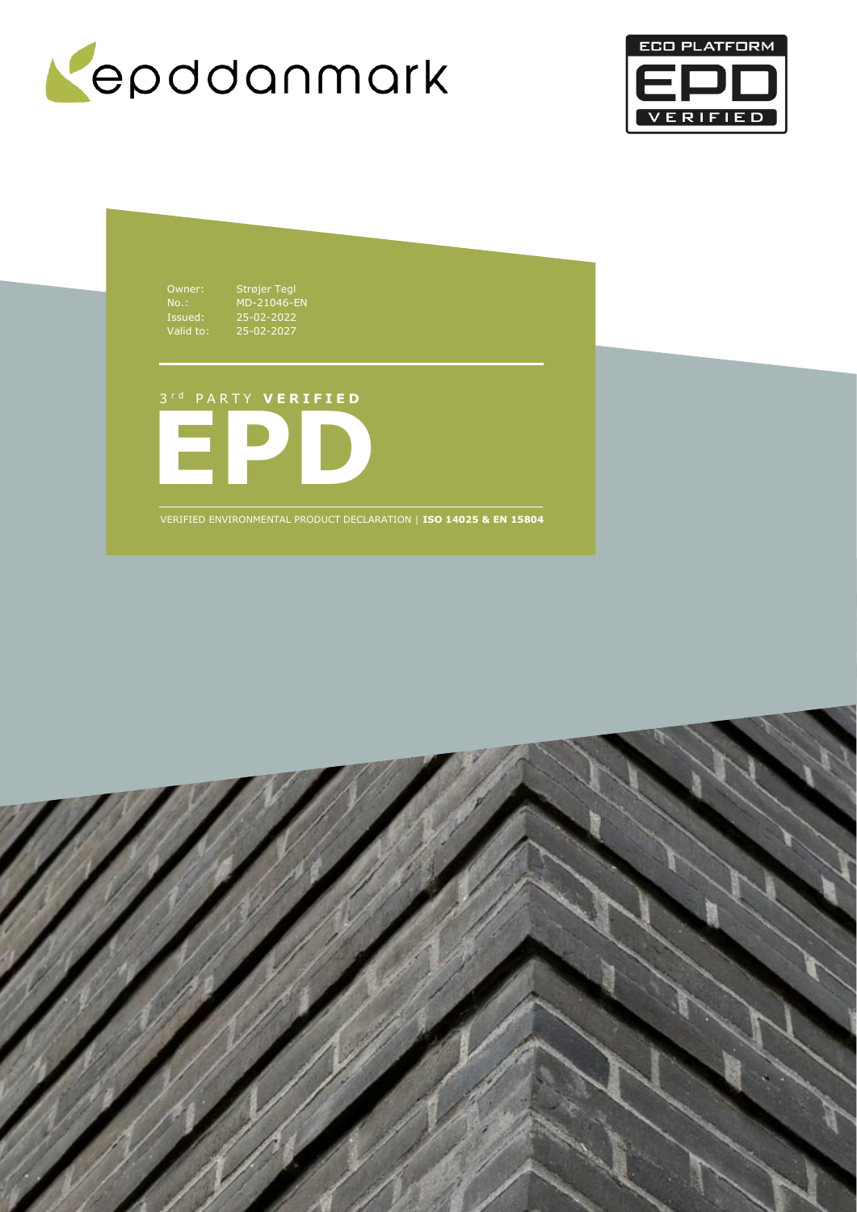epddanmark

ECO PLATFORM EPD VERIFIED

| | |
|---|---|
| Owner: | Strøjer Tegl |
| No.: | MD-21046-EN |
| Issued: | 25-02-2022 |
| Valid to: | 25-02-2027 |

3rd PARTY **VERIFIED**

# EPD

VERIFIED ENVIRONMENTAL PRODUCT DECLARATION | **ISO 14025 & EN 15804**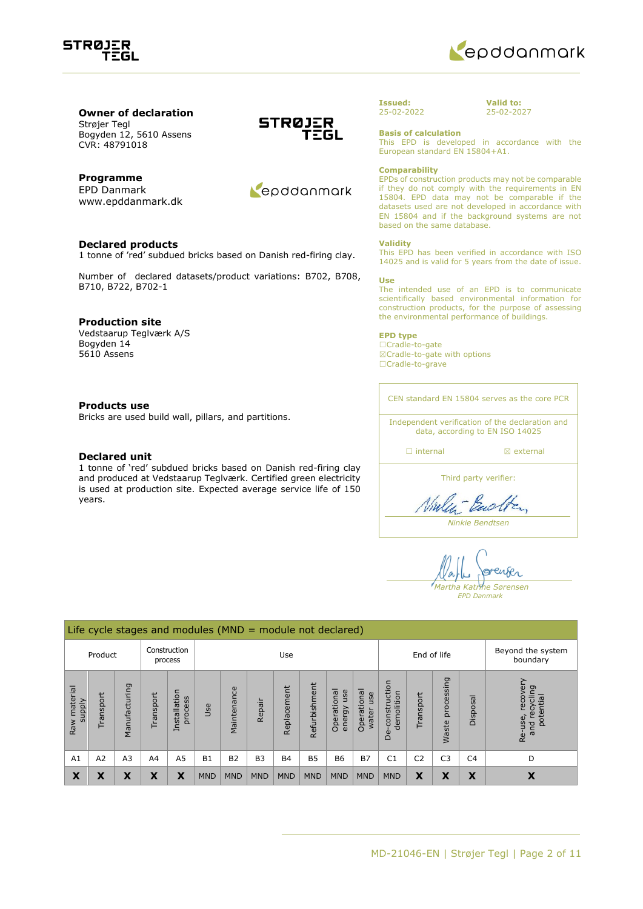**Owner of declaration**
Strøjer Tegl
Bogyden 12, 5610 Assens
CVR: 48791018

**Programme**
EPD Danmark
www.epddanmark.dk

**Declared products**
1 tonne of 'red' subdued bricks based on Danish red-firing clay.

Number of declared datasets/product variations: B702, B708, B710, B722, B702-1

**Production site**
Vedstaarup Teglværk A/S
Bogyden 14
5610 Assens

**Products use**
Bricks are used build wall, pillars, and partitions.

**Declared unit**
1 tonne of 'red' subdued bricks based on Danish red-firing clay and produced at Vedstaarup Teglværk. Certified green electricity is used at production site. Expected average service life of 150 years.

**Issued:**
25-02-2022

**Valid to:**
25-02-2027

**Basis of calculation**
This EPD is developed in accordance with the European standard EN 15804+A1.

**Comparability**
EPDs of construction products may not be comparable if they do not comply with the requirements in EN 15804. EPD data may not be comparable if the datasets used are not developed in accordance with EN 15804 and if the background systems are not based on the same database.

**Validity**
This EPD has been verified in accordance with ISO 14025 and is valid for 5 years from the date of issue.

**Use**
The intended use of an EPD is to communicate scientifically based environmental information for construction products, for the purpose of assessing the environmental performance of buildings.

**EPD type**
☐Cradle-to-gate
☒Cradle-to-gate with options
☐Cradle-to-grave

CEN standard EN 15804 serves as the core PCR

Independent verification of the declaration and data, according to EN ISO 14025

☐ internal ☒ external

Third party verifier:

*Ninkie Bendtsen*

*Martha Katrine Sørensen*
*EPD Danmark*

| Life cycle stages and modules (MND = module not declared) | | | | | | | | | | | | | | | | |
|---|---|---|---|---|---|---|---|---|---|---|---|---|---|---|---|---|
| Product | | | Construction process | | Use | | | | | | | End of life | | | | Beyond the system boundary |
| Raw material supply | Transport | Manufacturing | Transport | Installation process | Use | Maintenance | Repair | Replacement | Refurbishment | Operational energy use | Operational water use | De-construction demolition | Transport | Waste processing | Disposal | Re-use, recovery and recycling potential |
| A1 | A2 | A3 | A4 | A5 | B1 | B2 | B3 | B4 | B5 | B6 | B7 | C1 | C2 | C3 | C4 | D |
| X | X | X | X | X | MND | MND | MND | MND | MND | MND | MND | MND | X | X | X | X |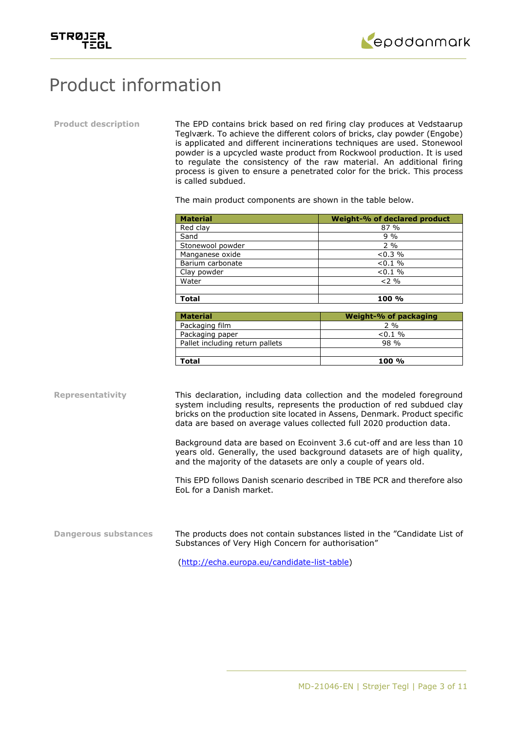# Product information

**Product description**

The EPD contains brick based on red firing clay produces at Vedstaarup Teglværk. To achieve the different colors of bricks, clay powder (Engobe) is applicated and different incinerations techniques are used. Stonewool powder is a upcycled waste product from Rockwool production. It is used to regulate the consistency of the raw material. An additional firing process is given to ensure a penetrated color for the brick. This process is called subdued.

The main product components are shown in the table below.

| Material | Weight-% of declared product |
|---|---|
| Red clay | 87 % |
| Sand | 9 % |
| Stonewool powder | 2 % |
| Manganese oxide | <0.3 % |
| Barium carbonate | <0.1 % |
| Clay powder | <0.1 % |
| Water | <2 % |
| | |
| **Total** | **100 %** |

| Material | Weight-% of packaging |
|---|---|
| Packaging film | 2 % |
| Packaging paper | <0.1 % |
| Pallet including return pallets | 98 % |
| | |
| **Total** | **100 %** |

**Representativity**

This declaration, including data collection and the modeled foreground system including results, represents the production of red subdued clay bricks on the production site located in Assens, Denmark. Product specific data are based on average values collected full 2020 production data.

Background data are based on Ecoinvent 3.6 cut-off and are less than 10 years old. Generally, the used background datasets are of high quality, and the majority of the datasets are only a couple of years old.

This EPD follows Danish scenario described in TBE PCR and therefore also EoL for a Danish market.

**Dangerous substances**

The products does not contain substances listed in the "Candidate List of Substances of Very High Concern for authorisation"

(http://echa.europa.eu/candidate-list-table)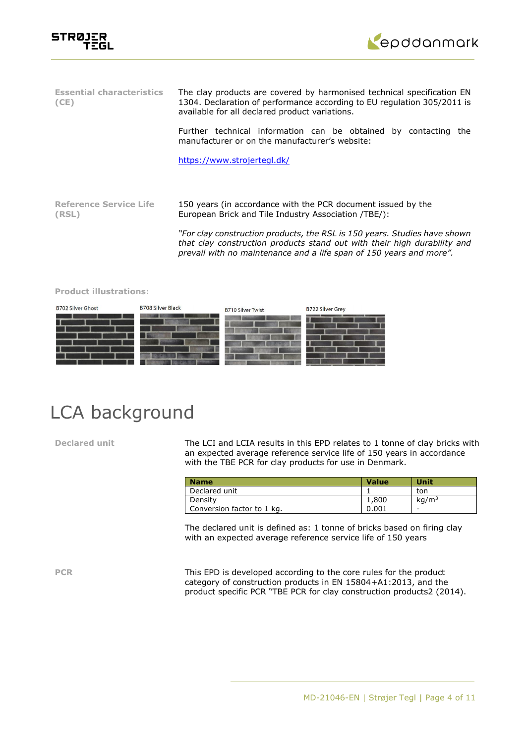**Essential characteristics (CE)**

The clay products are covered by harmonised technical specification EN 1304. Declaration of performance according to EU regulation 305/2011 is available for all declared product variations.

Further technical information can be obtained by contacting the manufacturer or on the manufacturer's website:

https://www.strojertegl.dk/

**Reference Service Life (RSL)**

150 years (in accordance with the PCR document issued by the European Brick and Tile Industry Association /TBE/):

*"For clay construction products, the RSL is 150 years. Studies have shown that clay construction products stand out with their high durability and prevail with no maintenance and a life span of 150 years and more".*

**Product illustrations:**

B702 Silver Ghost B708 Silver Black B710 Silver Twist B722 Silver Grey

# LCA background

**Declared unit**

The LCI and LCIA results in this EPD relates to 1 tonne of clay bricks with an expected average reference service life of 150 years in accordance with the TBE PCR for clay products for use in Denmark.

| Name | Value | Unit |
|---|---|---|
| Declared unit | 1 | ton |
| Density | 1,800 | $kg/m^3$ |
| Conversion factor to 1 kg. | 0.001 | - |

The declared unit is defined as: 1 tonne of bricks based on firing clay with an expected average reference service life of 150 years

**PCR**

This EPD is developed according to the core rules for the product category of construction products in EN 15804+A1:2013, and the product specific PCR "TBE PCR for clay construction products2 (2014).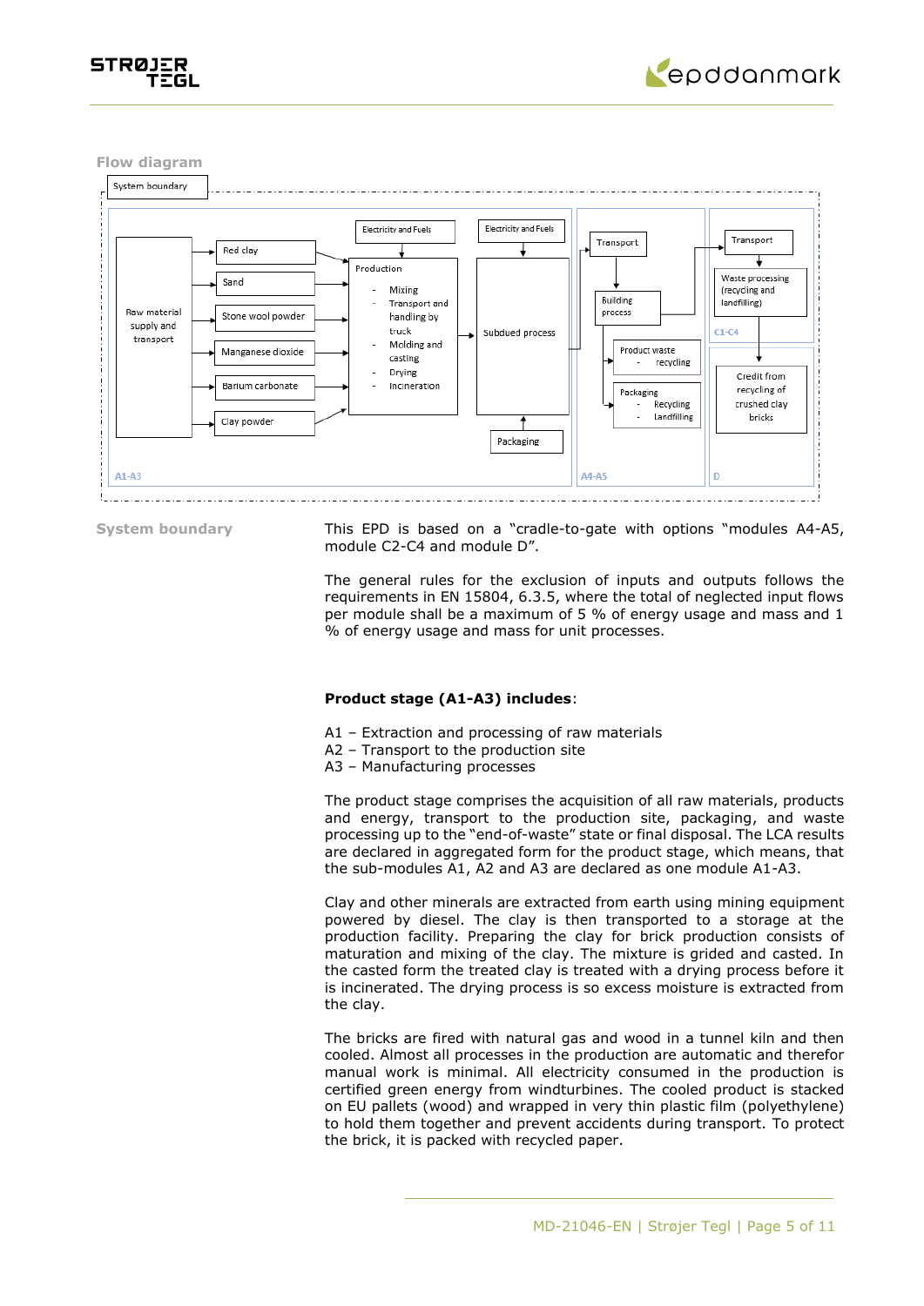## Flow diagram

System boundary

| A1-A3 | | | A4-A5 | C1-C4 / D |
|---|---|---|---|---|
| Raw material supply and transport → Red clay, Sand, Stone wool powder, Manganese dioxide, Barium carbonate, Clay powder | Electricity and Fuels → Production: Mixing; Transport and handling by truck; Molding and casting; Drying; Incineration | Electricity and Fuels → Subdued process ← Packaging | Transport → Building process → Product waste - recycling; Packaging - Recycling - Landfilling | C1-C4: Transport → Waste processing (recycling and landfilling); D: Credit from recycling of crushed clay bricks |

## System boundary

This EPD is based on a "cradle-to-gate with options "modules A4-A5, module C2-C4 and module D".

The general rules for the exclusion of inputs and outputs follows the requirements in EN 15804, 6.3.5, where the total of neglected input flows per module shall be a maximum of 5 % of energy usage and mass and 1 % of energy usage and mass for unit processes.

**Product stage (A1-A3) includes**:

A1 – Extraction and processing of raw materials
A2 – Transport to the production site
A3 – Manufacturing processes

The product stage comprises the acquisition of all raw materials, products and energy, transport to the production site, packaging, and waste processing up to the "end-of-waste" state or final disposal. The LCA results are declared in aggregated form for the product stage, which means, that the sub-modules A1, A2 and A3 are declared as one module A1-A3.

Clay and other minerals are extracted from earth using mining equipment powered by diesel. The clay is then transported to a storage at the production facility. Preparing the clay for brick production consists of maturation and mixing of the clay. The mixture is grided and casted. In the casted form the treated clay is treated with a drying process before it is incinerated. The drying process is so excess moisture is extracted from the clay.

The bricks are fired with natural gas and wood in a tunnel kiln and then cooled. Almost all processes in the production are automatic and therefor manual work is minimal. All electricity consumed in the production is certified green energy from windturbines. The cooled product is stacked on EU pallets (wood) and wrapped in very thin plastic film (polyethylene) to hold them together and prevent accidents during transport. To protect the brick, it is packed with recycled paper.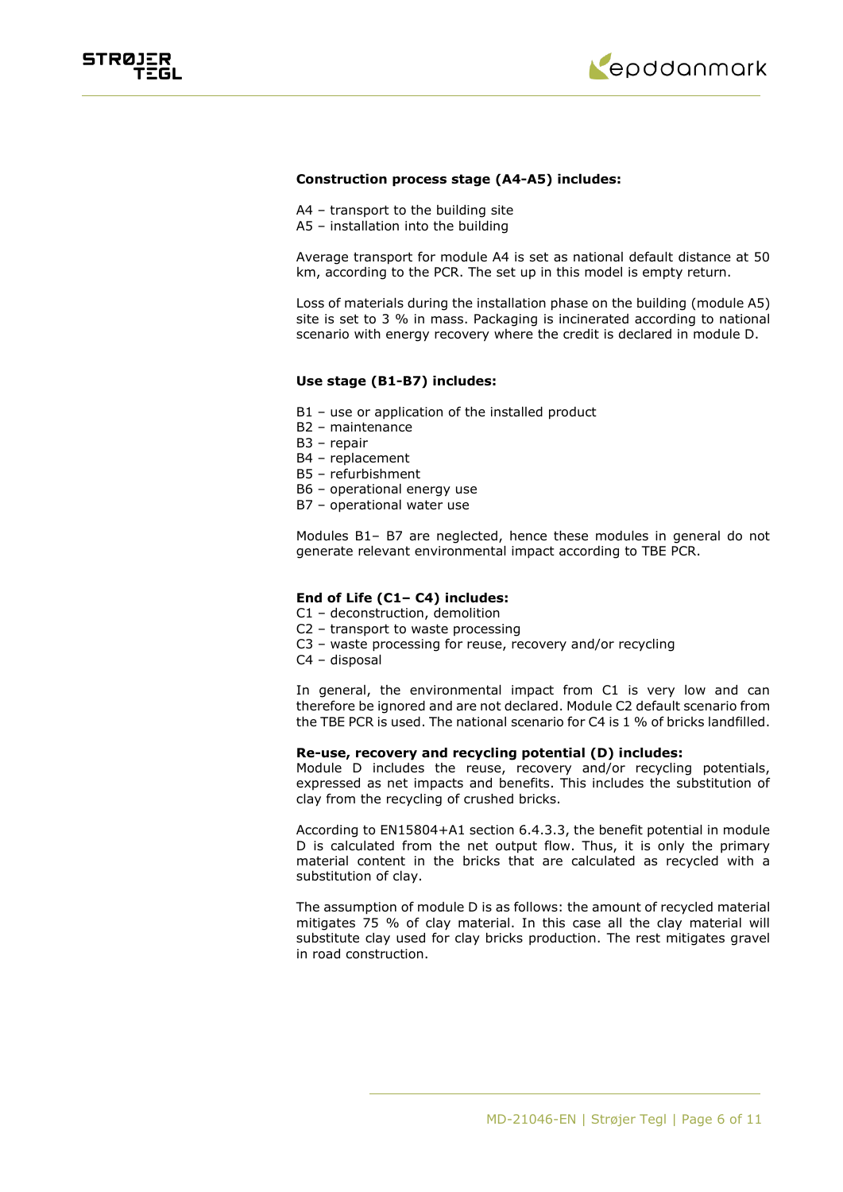**Construction process stage (A4-A5) includes:**

A4 – transport to the building site
A5 – installation into the building

Average transport for module A4 is set as national default distance at 50 km, according to the PCR. The set up in this model is empty return.

Loss of materials during the installation phase on the building (module A5) site is set to 3 % in mass. Packaging is incinerated according to national scenario with energy recovery where the credit is declared in module D.

**Use stage (B1-B7) includes:**

B1 – use or application of the installed product
B2 – maintenance
B3 – repair
B4 – replacement
B5 – refurbishment
B6 – operational energy use
B7 – operational water use

Modules B1– B7 are neglected, hence these modules in general do not generate relevant environmental impact according to TBE PCR.

**End of Life (C1– C4) includes:**

C1 – deconstruction, demolition
C2 – transport to waste processing
C3 – waste processing for reuse, recovery and/or recycling
C4 – disposal

In general, the environmental impact from C1 is very low and can therefore be ignored and are not declared. Module C2 default scenario from the TBE PCR is used. The national scenario for C4 is 1 % of bricks landfilled.

**Re-use, recovery and recycling potential (D) includes:**

Module D includes the reuse, recovery and/or recycling potentials, expressed as net impacts and benefits. This includes the substitution of clay from the recycling of crushed bricks.

According to EN15804+A1 section 6.4.3.3, the benefit potential in module D is calculated from the net output flow. Thus, it is only the primary material content in the bricks that are calculated as recycled with a substitution of clay.

The assumption of module D is as follows: the amount of recycled material mitigates 75 % of clay material. In this case all the clay material will substitute clay used for clay bricks production. The rest mitigates gravel in road construction.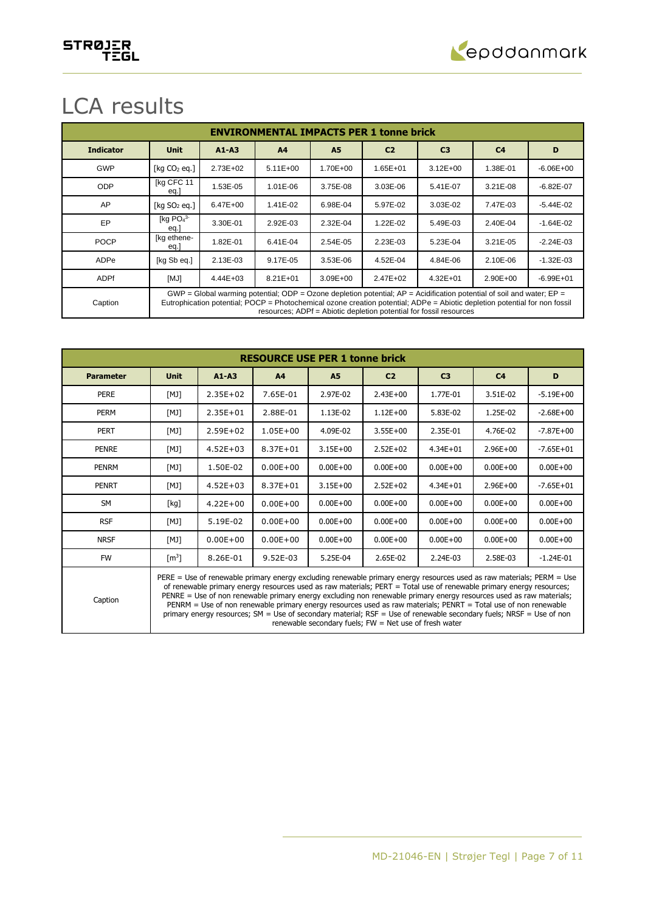# LCA results

| ENVIRONMENTAL IMPACTS PER 1 tonne brick | | | | | | | | |
|---|---|---|---|---|---|---|---|---|
| **Indicator** | **Unit** | **A1-A3** | **A4** | **A5** | **C2** | **C3** | **C4** | **D** |
| GWP | [kg $CO_2$ eq.] | 2.73E+02 | 5.11E+00 | 1.70E+00 | 1.65E+01 | 3.12E+00 | 1.38E-01 | -6.06E+00 |
| ODP | [kg CFC 11 eq.] | 1.53E-05 | 1.01E-06 | 3.75E-08 | 3.03E-06 | 5.41E-07 | 3.21E-08 | -6.82E-07 |
| AP | [kg $SO_2$ eq.] | 6.47E+00 | 1.41E-02 | 6.98E-04 | 5.97E-02 | 3.03E-02 | 7.47E-03 | -5.44E-02 |
| EP | [kg $PO_4^{3-}$ eq.] | 3.30E-01 | 2.92E-03 | 2.32E-04 | 1.22E-02 | 5.49E-03 | 2.40E-04 | -1.64E-02 |
| POCP | [kg ethene-eq.] | 1.82E-01 | 6.41E-04 | 2.54E-05 | 2.23E-03 | 5.23E-04 | 3.21E-05 | -2.24E-03 |
| ADPe | [kg Sb eq.] | 2.13E-03 | 9.17E-05 | 3.53E-06 | 4.52E-04 | 4.84E-06 | 2.10E-06 | -1.32E-03 |
| ADPf | [MJ] | 4.44E+03 | 8.21E+01 | 3.09E+00 | 2.47E+02 | 4.32E+01 | 2.90E+00 | -6.99E+01 |
| Caption | GWP = Global warming potential; ODP = Ozone depletion potential; AP = Acidification potential of soil and water; EP = Eutrophication potential; POCP = Photochemical ozone creation potential; ADPe = Abiotic depletion potential for non fossil resources; ADPf = Abiotic depletion potential for fossil resources | | | | | | | |

| RESOURCE USE PER 1 tonne brick | | | | | | | | |
|---|---|---|---|---|---|---|---|---|
| **Parameter** | **Unit** | **A1-A3** | **A4** | **A5** | **C2** | **C3** | **C4** | **D** |
| PERE | [MJ] | 2.35E+02 | 7.65E-01 | 2.97E-02 | 2.43E+00 | 1.77E-01 | 3.51E-02 | -5.19E+00 |
| PERM | [MJ] | 2.35E+01 | 2.88E-01 | 1.13E-02 | 1.12E+00 | 5.83E-02 | 1.25E-02 | -2.68E+00 |
| PERT | [MJ] | 2.59E+02 | 1.05E+00 | 4.09E-02 | 3.55E+00 | 2.35E-01 | 4.76E-02 | -7.87E+00 |
| PENRE | [MJ] | 4.52E+03 | 8.37E+01 | 3.15E+00 | 2.52E+02 | 4.34E+01 | 2.96E+00 | -7.65E+01 |
| PENRM | [MJ] | 1.50E-02 | 0.00E+00 | 0.00E+00 | 0.00E+00 | 0.00E+00 | 0.00E+00 | 0.00E+00 |
| PENRT | [MJ] | 4.52E+03 | 8.37E+01 | 3.15E+00 | 2.52E+02 | 4.34E+01 | 2.96E+00 | -7.65E+01 |
| SM | [kg] | 4.22E+00 | 0.00E+00 | 0.00E+00 | 0.00E+00 | 0.00E+00 | 0.00E+00 | 0.00E+00 |
| RSF | [MJ] | 5.19E-02 | 0.00E+00 | 0.00E+00 | 0.00E+00 | 0.00E+00 | 0.00E+00 | 0.00E+00 |
| NRSF | [MJ] | 0.00E+00 | 0.00E+00 | 0.00E+00 | 0.00E+00 | 0.00E+00 | 0.00E+00 | 0.00E+00 |
| FW | [$m^3$] | 8.26E-01 | 9.52E-03 | 5.25E-04 | 2.65E-02 | 2.24E-03 | 2.58E-03 | -1.24E-01 |
| Caption | PERE = Use of renewable primary energy excluding renewable primary energy resources used as raw materials; PERM = Use of renewable primary energy resources used as raw materials; PERT = Total use of renewable primary energy resources; PENRE = Use of non renewable primary energy excluding non renewable primary energy resources used as raw materials; PENRM = Use of non renewable primary energy resources used as raw materials; PENRT = Total use of non renewable primary energy resources; SM = Use of secondary material; RSF = Use of renewable secondary fuels; NRSF = Use of non renewable secondary fuels; FW = Net use of fresh water | | | | | | | |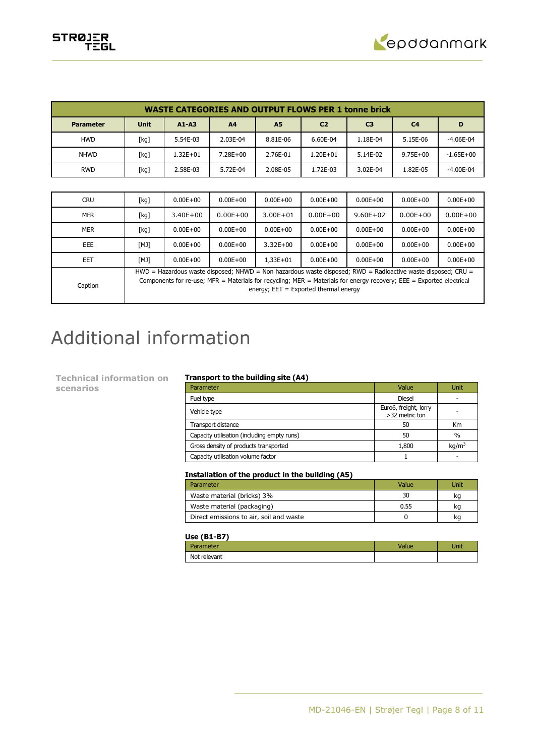| WASTE CATEGORIES AND OUTPUT FLOWS PER 1 tonne brick | | | | | | | | |
|---|---|---|---|---|---|---|---|---|
| **Parameter** | **Unit** | **A1-A3** | **A4** | **A5** | **C2** | **C3** | **C4** | **D** |
| HWD | [kg] | 5.54E-03 | 2.03E-04 | 8.81E-06 | 6.60E-04 | 1.18E-04 | 5.15E-06 | -4.06E-04 |
| NHWD | [kg] | 1.32E+01 | 7.28E+00 | 2.76E-01 | 1.20E+01 | 5.14E-02 | 9.75E+00 | -1.65E+00 |
| RWD | [kg] | 2.58E-03 | 5.72E-04 | 2.08E-05 | 1.72E-03 | 3.02E-04 | 1.82E-05 | -4.00E-04 |
| CRU | [kg] | 0.00E+00 | 0.00E+00 | 0.00E+00 | 0.00E+00 | 0.00E+00 | 0.00E+00 | 0.00E+00 |
| MFR | [kg] | 3.40E+00 | 0.00E+00 | 3.00E+01 | 0.00E+00 | 9.60E+02 | 0.00E+00 | 0.00E+00 |
| MER | [kg] | 0.00E+00 | 0.00E+00 | 0.00E+00 | 0.00E+00 | 0.00E+00 | 0.00E+00 | 0.00E+00 |
| EEE | [MJ] | 0.00E+00 | 0.00E+00 | 3.32E+00 | 0.00E+00 | 0.00E+00 | 0.00E+00 | 0.00E+00 |
| EET | [MJ] | 0.00E+00 | 0.00E+00 | 1,33E+01 | 0.00E+00 | 0.00E+00 | 0.00E+00 | 0.00E+00 |
| Caption | HWD = Hazardous waste disposed; NHWD = Non hazardous waste disposed; RWD = Radioactive waste disposed; CRU = Components for re-use; MFR = Materials for recycling; MER = Materials for energy recovery; EEE = Exported electrical energy; EET = Exported thermal energy | | | | | | | |

# Additional information

**Technical information on scenarios**

#### Transport to the building site (A4)

| Parameter | Value | Unit |
|---|---|---|
| Fuel type | Diesel | - |
| Vehicle type | Euro6, freight, lorry >32 metric ton | - |
| Transport distance | 50 | Km |
| Capacity utilisation (including empty runs) | 50 | % |
| Gross density of products transported | 1,800 | kg/m$^3$ |
| Capacity utilisation volume factor | 1 | - |

#### Installation of the product in the building (A5)

| Parameter | Value | Unit |
|---|---|---|
| Waste material (bricks) 3% | 30 | kg |
| Waste material (packaging) | 0.55 | kg |
| Direct emissions to air, soil and waste | 0 | kg |

#### Use (B1-B7)

| Parameter | Value | Unit |
|---|---|---|
| Not relevant | | |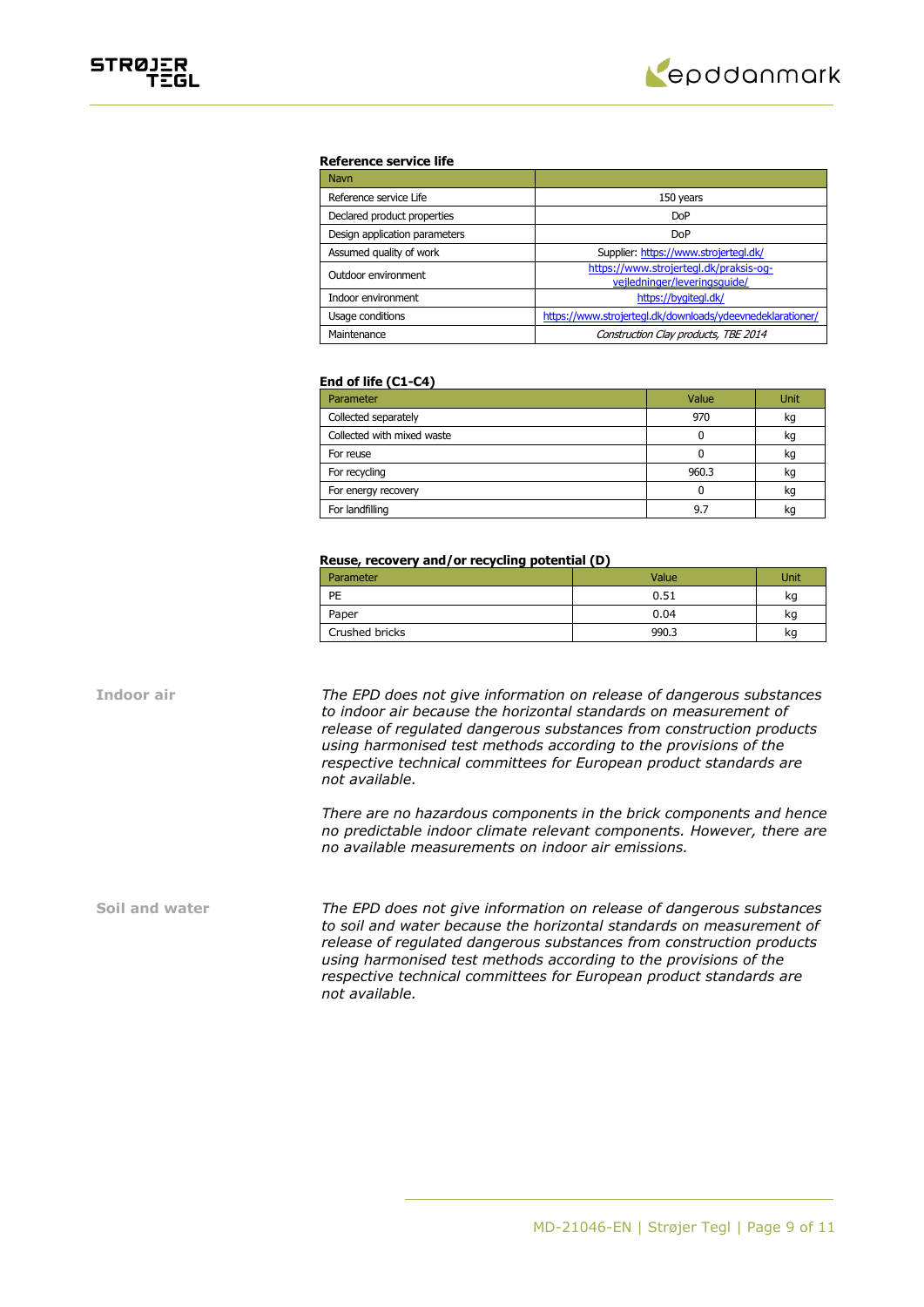### Reference service life

| Navn | |
|---|---|
| Reference service Life | 150 years |
| Declared product properties | DoP |
| Design application parameters | DoP |
| Assumed quality of work | Supplier: https://www.strojertegl.dk/ |
| Outdoor environment | https://www.strojertegl.dk/praksis-og-vejledninger/leveringsguide/ |
| Indoor environment | https://bygitegl.dk/ |
| Usage conditions | https://www.strojertegl.dk/downloads/ydeevnedeklarationer/ |
| Maintenance | *Construction Clay products, TBE 2014* |

### End of life (C1-C4)

| Parameter | Value | Unit |
|---|---|---|
| Collected separately | 970 | kg |
| Collected with mixed waste | 0 | kg |
| For reuse | 0 | kg |
| For recycling | 960.3 | kg |
| For energy recovery | 0 | kg |
| For landfilling | 9.7 | kg |

### Reuse, recovery and/or recycling potential (D)

| Parameter | Value | Unit |
|---|---|---|
| PE | 0.51 | kg |
| Paper | 0.04 | kg |
| Crushed bricks | 990.3 | kg |

**Indoor air**

*The EPD does not give information on release of dangerous substances to indoor air because the horizontal standards on measurement of release of regulated dangerous substances from construction products using harmonised test methods according to the provisions of the respective technical committees for European product standards are not available.*

*There are no hazardous components in the brick components and hence no predictable indoor climate relevant components. However, there are no available measurements on indoor air emissions.*

**Soil and water**

*The EPD does not give information on release of dangerous substances to soil and water because the horizontal standards on measurement of release of regulated dangerous substances from construction products using harmonised test methods according to the provisions of the respective technical committees for European product standards are not available.*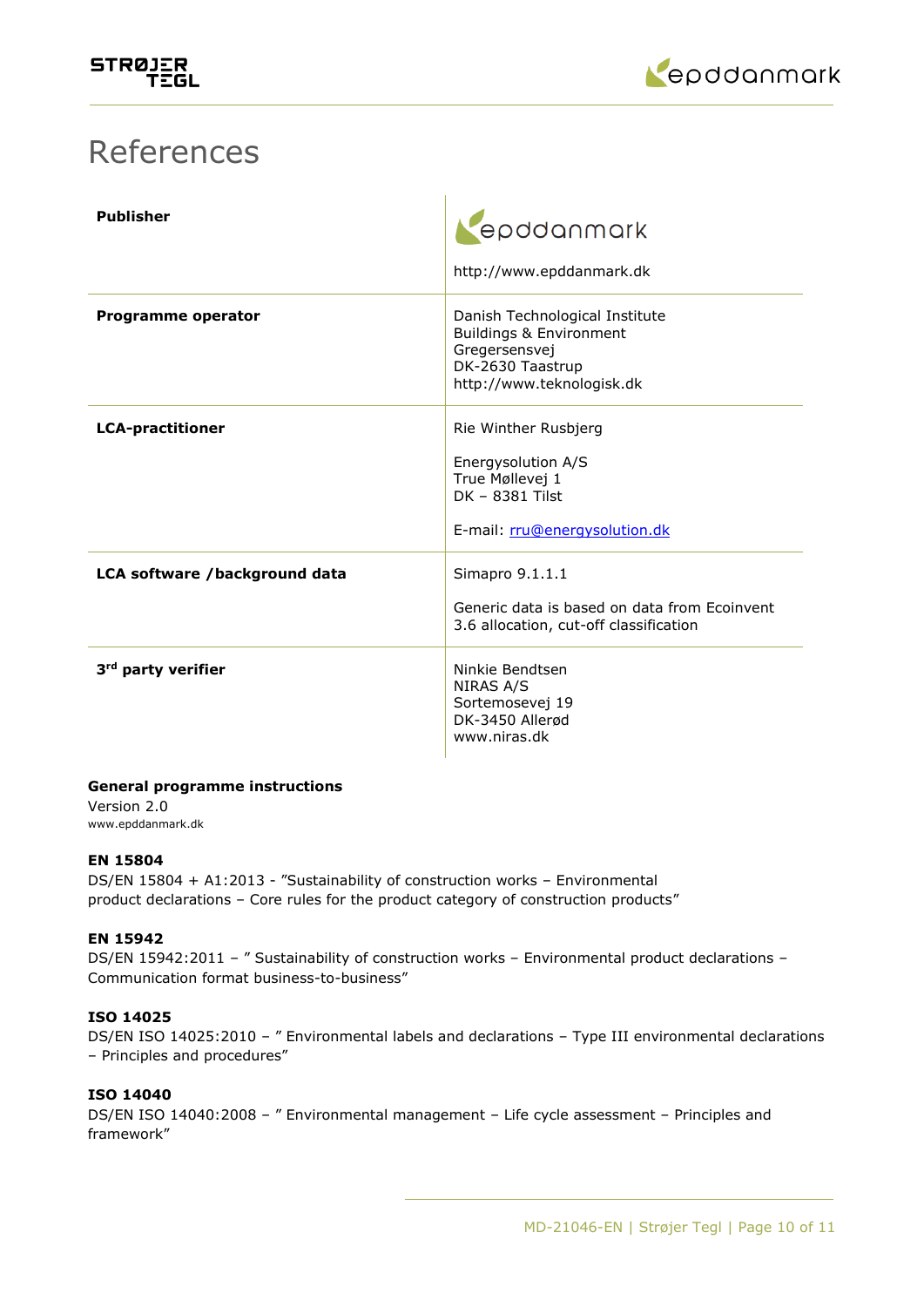# References

| | |
|---|---|
| **Publisher** | epddanmark<br><br>http://www.epddanmark.dk |
| **Programme operator** | Danish Technological Institute<br>Buildings & Environment<br>Gregersensvej<br>DK-2630 Taastrup<br>http://www.teknologisk.dk |
| **LCA-practitioner** | Rie Winther Rusbjerg<br><br>Energysolution A/S<br>True Møllevej 1<br>DK – 8381 Tilst<br><br>E-mail: rru@energysolution.dk |
| **LCA software /background data** | Simapro 9.1.1.1<br><br>Generic data is based on data from Ecoinvent 3.6 allocation, cut-off classification |
| **3rd party verifier** | Ninkie Bendtsen<br>NIRAS A/S<br>Sortemosevej 19<br>DK-3450 Allerød<br>www.niras.dk |

**General programme instructions**
Version 2.0
www.epddanmark.dk

**EN 15804**
DS/EN 15804 + A1:2013 - "Sustainability of construction works – Environmental product declarations – Core rules for the product category of construction products"

**EN 15942**
DS/EN 15942:2011 – " Sustainability of construction works – Environmental product declarations – Communication format business-to-business"

**ISO 14025**
DS/EN ISO 14025:2010 – " Environmental labels and declarations – Type III environmental declarations – Principles and procedures"

**ISO 14040**
DS/EN ISO 14040:2008 – " Environmental management – Life cycle assessment – Principles and framework"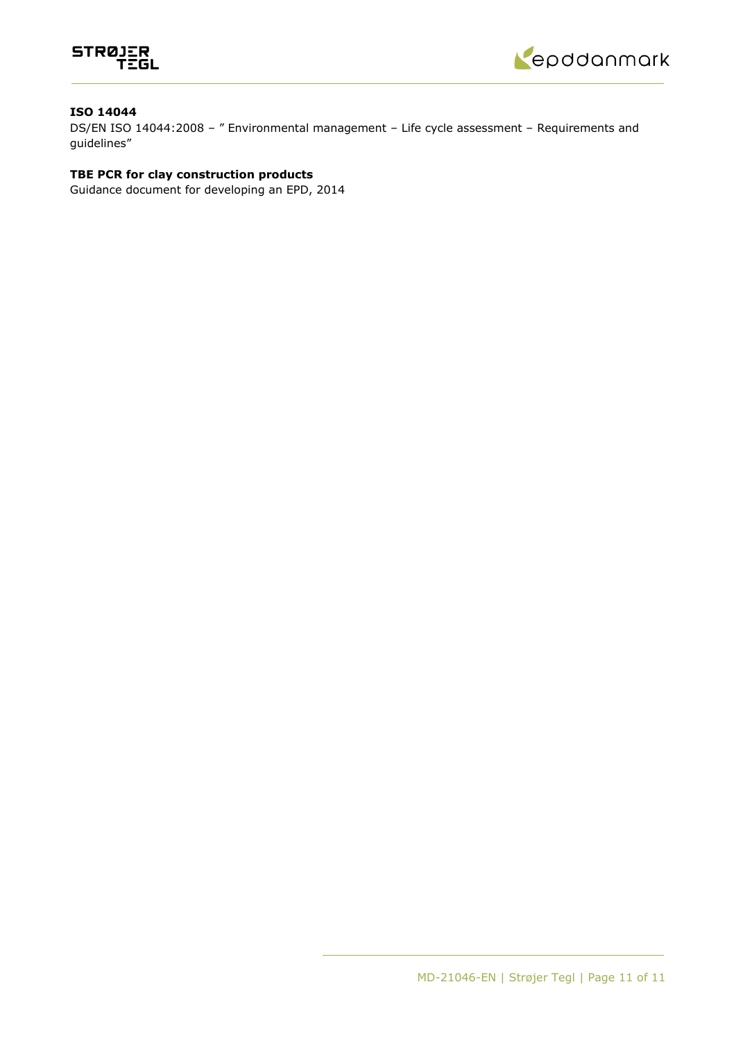**ISO 14044**

DS/EN ISO 14044:2008 – " Environmental management – Life cycle assessment – Requirements and guidelines"

**TBE PCR for clay construction products**

Guidance document for developing an EPD, 2014